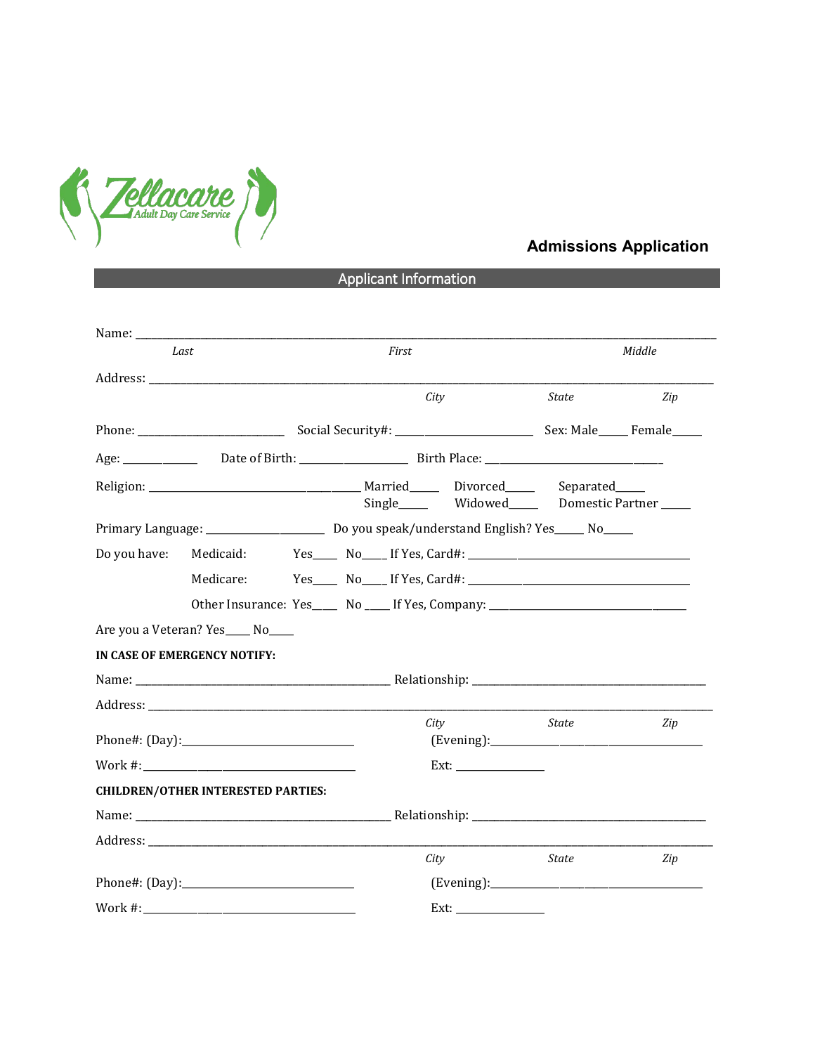Zellacare
Adult Day Care Service

# Admissions Application

## Applicant Information

Name: ______________________________________________________________________________
*Last* *First* *Middle*

Address: ____________________________________________________________________________
*City* *State* *Zip*

Phone: ______________________ Social Security#: ____________________ Sex: Male_____ Female_____

Age: ___________ Date of Birth: _________________ Birth Place: ____________________________

Religion: _______________________________ Married_____ Divorced_____ Separated_____
Single_____ Widowed_____ Domestic Partner _____

Primary Language: _________________ Do you speak/understand English? Yes_____ No_____

Do you have: Medicaid: Yes____ No____ If Yes, Card#: ___________________________________

Medicare: Yes____ No____ If Yes, Card#: ___________________________________

Other Insurance: Yes____ No ____ If Yes, Company: ______________________________

Are you a Veteran? Yes____ No____

**IN CASE OF EMERGENCY NOTIFY:**

Name: _________________________________________ Relationship: ______________________________________

Address: ____________________________________________________________________________
*City* *State* *Zip*

Phone#: (Day):____________________________ (Evening):_________________________________

Work #:_____________________________________ Ext: _______________

**CHILDREN/OTHER INTERESTED PARTIES:**

Name: _________________________________________ Relationship: ______________________________________

Address: ____________________________________________________________________________
*City* *State* *Zip*

Phone#: (Day):____________________________ (Evening):_________________________________

Work #:_____________________________________ Ext: _______________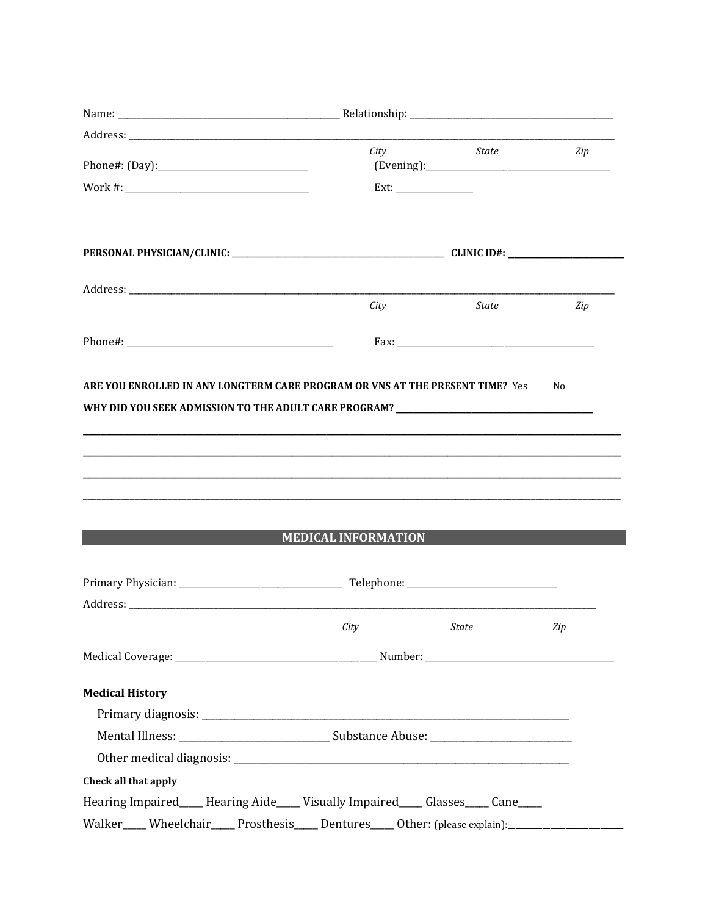Name: ______________________________ Relationship: ______________________________

Address: ____________________________________________________________________

*City* *State* *Zip*

Phone#: (Day):______________________ (Evening):______________________________

Work #: ____________________________ Ext: ____________

**PERSONAL PHYSICIAN/CLINIC:** ______________________________ **CLINIC ID#:** __________________

Address: ____________________________________________________________________

*City* *State* *Zip*

Phone#: ______________________________ Fax: ______________________________

**ARE YOU ENROLLED IN ANY LONGTERM CARE PROGRAM OR VNS AT THE PRESENT TIME?** Yes_____ No_____

**WHY DID YOU SEEK ADMISSION TO THE ADULT CARE PROGRAM?** ______________________________

____________________________________________________________________________

____________________________________________________________________________

____________________________________________________________________________

____________________________________________________________________________

## MEDICAL INFORMATION

Primary Physician: ________________________ Telephone: ______________________

Address: ____________________________________________________________________

*City* *State* *Zip*

Medical Coverage: ______________________________ Number: ______________________________

**Medical History**

Primary diagnosis: ____________________________________________________________

Mental Illness: ______________________ Substance Abuse: ______________________

Other medical diagnosis: _______________________________________________________

**Check all that apply**

Hearing Impaired_____ Hearing Aide_____ Visually Impaired_____ Glasses_____ Cane_____

Walker_____ Wheelchair_____ Prosthesis_____ Dentures_____ Other: (please explain):__________________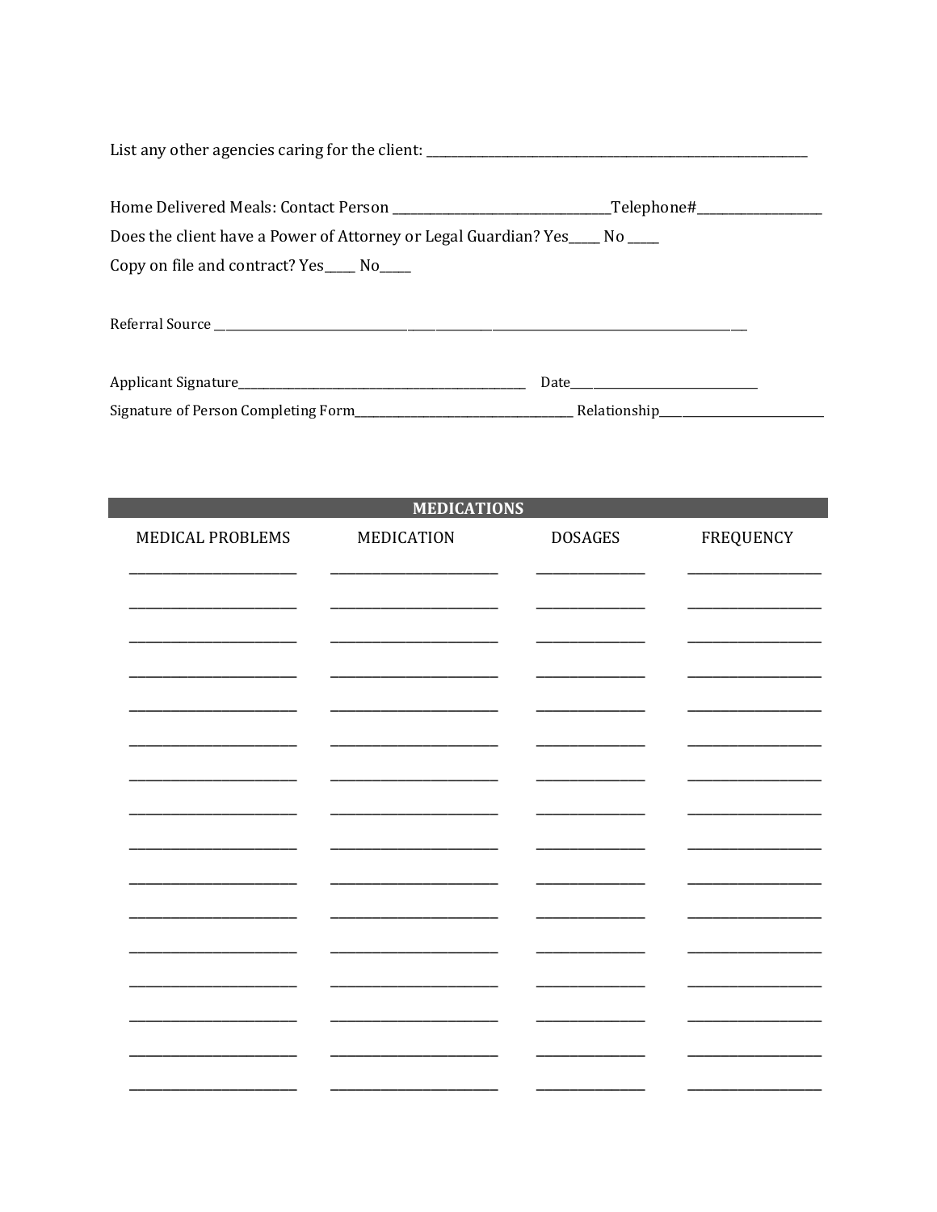List any other agencies caring for the client: ____________________________________________________________

Home Delivered Meals: Contact Person __________________________________Telephone#___________________

Does the client have a Power of Attorney or Legal Guardian? Yes_____ No _____

Copy on file and contract? Yes_____ No_____

Referral Source ______________________________________________________________________________________

Applicant Signature__________________________________________________ Date_______________________________

Signature of Person Completing Form______________________________________ Relationship____________________________

## MEDICATIONS

| MEDICAL PROBLEMS | MEDICATION | DOSAGES | FREQUENCY |
|---|---|---|---|
| | | | |
| | | | |
| | | | |
| | | | |
| | | | |
| | | | |
| | | | |
| | | | |
| | | | |
| | | | |
| | | | |
| | | | |
| | | | |
| | | | |
| | | | |
| | | | |